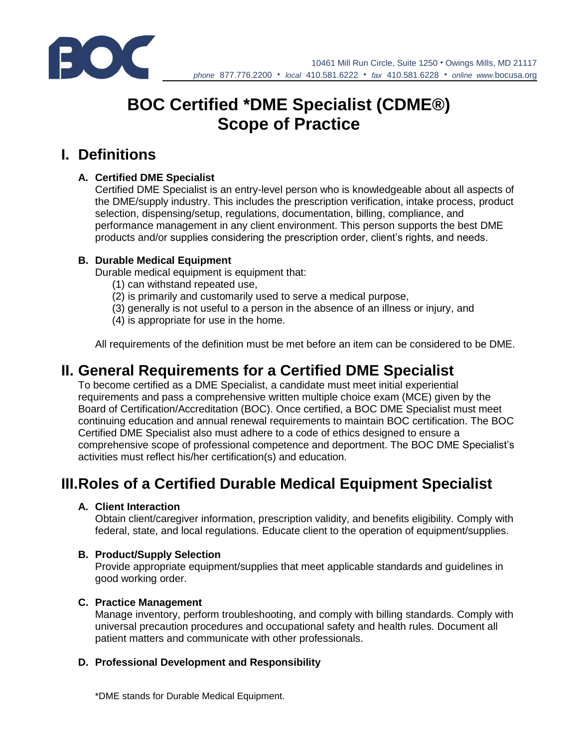BOC

10461 Mill Run Circle, Suite 1250 • Owings Mills, MD 21117
*phone* 877.776.2200 • *local* 410.581.6222 • *fax* 410.581.6228 • *online* www.bocusa.org

# BOC Certified *DME Specialist (CDME®) Scope of Practice

## I. Definitions

### A. Certified DME Specialist

Certified DME Specialist is an entry-level person who is knowledgeable about all aspects of the DME/supply industry. This includes the prescription verification, intake process, product selection, dispensing/setup, regulations, documentation, billing, compliance, and performance management in any client environment. This person supports the best DME products and/or supplies considering the prescription order, client's rights, and needs.

### B. Durable Medical Equipment

Durable medical equipment is equipment that:

(1) can withstand repeated use,
(2) is primarily and customarily used to serve a medical purpose,
(3) generally is not useful to a person in the absence of an illness or injury, and
(4) is appropriate for use in the home.

All requirements of the definition must be met before an item can be considered to be DME.

## II. General Requirements for a Certified DME Specialist

To become certified as a DME Specialist, a candidate must meet initial experiential requirements and pass a comprehensive written multiple choice exam (MCE) given by the Board of Certification/Accreditation (BOC). Once certified, a BOC DME Specialist must meet continuing education and annual renewal requirements to maintain BOC certification. The BOC Certified DME Specialist also must adhere to a code of ethics designed to ensure a comprehensive scope of professional competence and deportment. The BOC DME Specialist's activities must reflect his/her certification(s) and education.

## III. Roles of a Certified Durable Medical Equipment Specialist

### A. Client Interaction

Obtain client/caregiver information, prescription validity, and benefits eligibility. Comply with federal, state, and local regulations. Educate client to the operation of equipment/supplies.

### B. Product/Supply Selection

Provide appropriate equipment/supplies that meet applicable standards and guidelines in good working order.

### C. Practice Management

Manage inventory, perform troubleshooting, and comply with billing standards. Comply with universal precaution procedures and occupational safety and health rules. Document all patient matters and communicate with other professionals.

### D. Professional Development and Responsibility

*DME stands for Durable Medical Equipment.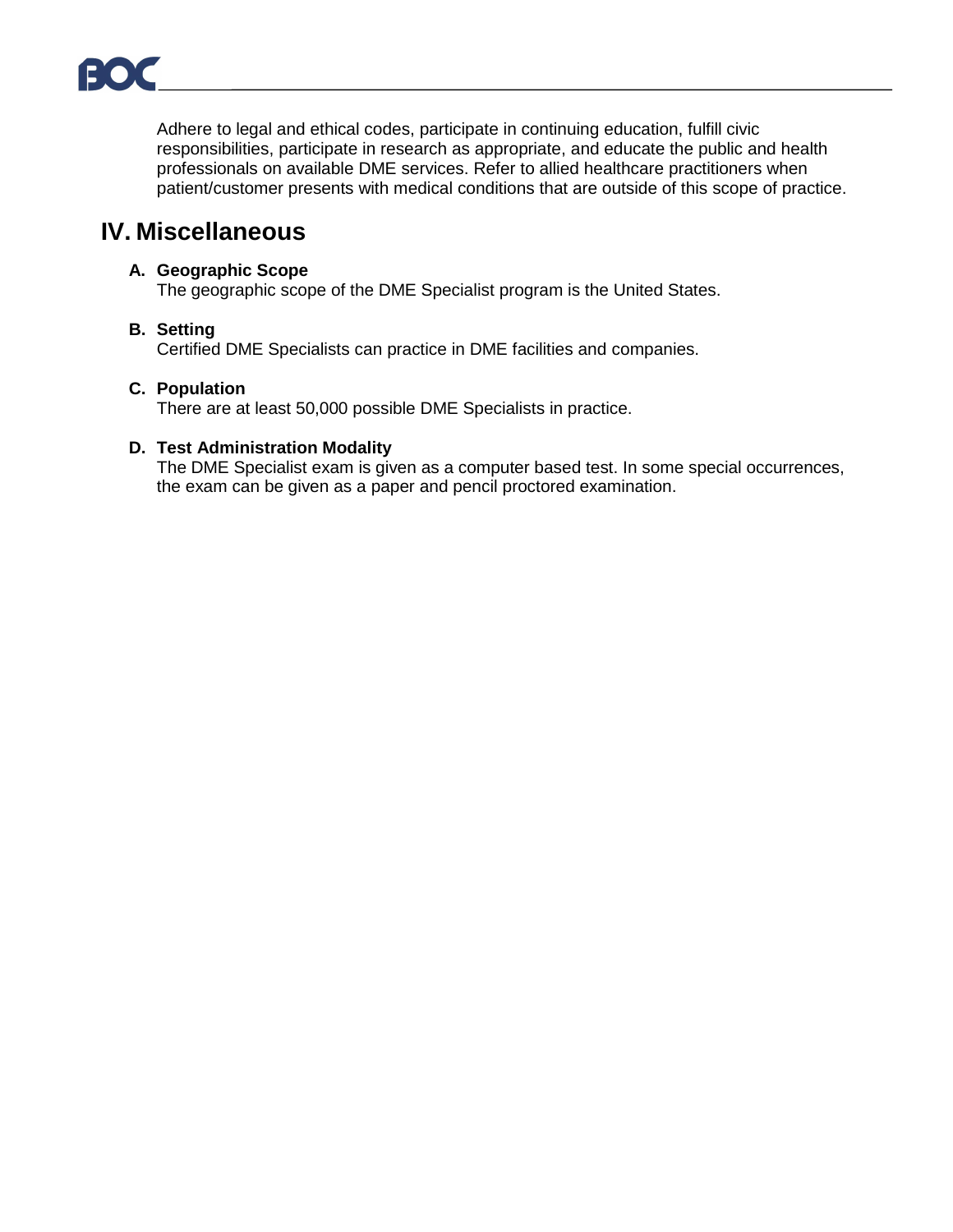Adhere to legal and ethical codes, participate in continuing education, fulfill civic responsibilities, participate in research as appropriate, and educate the public and health professionals on available DME services. Refer to allied healthcare practitioners when patient/customer presents with medical conditions that are outside of this scope of practice.

## IV. Miscellaneous

**A. Geographic Scope**
The geographic scope of the DME Specialist program is the United States.

**B. Setting**
Certified DME Specialists can practice in DME facilities and companies.

**C. Population**
There are at least 50,000 possible DME Specialists in practice.

**D. Test Administration Modality**
The DME Specialist exam is given as a computer based test. In some special occurrences, the exam can be given as a paper and pencil proctored examination.